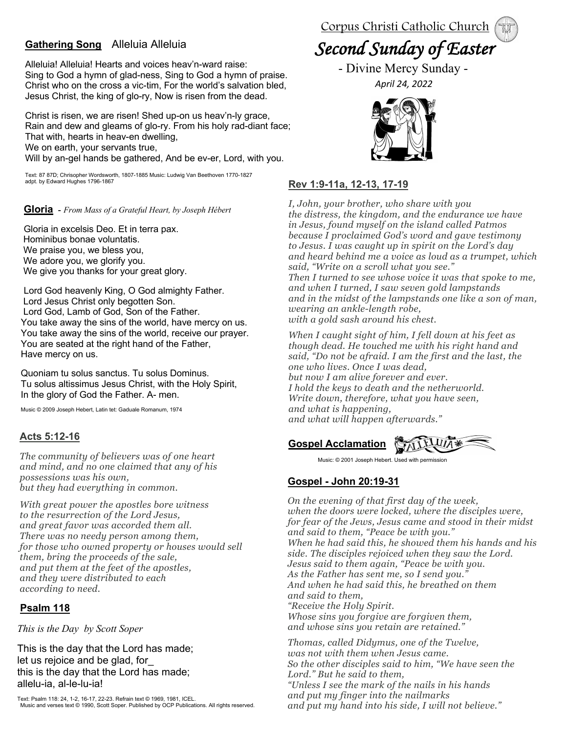# Corpus Christi Catholic Church

## *Second Sunday of Easter*

- Divine Mercy Sunday -

*April 24, 2022*

### Gathering Song    Alleluia Alleluia

Alleluia! Alleluia! Hearts and voices heav'n-ward raise:
Sing to God a hymn of glad-ness, Sing to God a hymn of praise.
Christ who on the cross a vic-tim, For the world's salvation bled,
Jesus Christ, the king of glo-ry, Now is risen from the dead.

Christ is risen, we are risen! Shed up-on us heav'n-ly grace,
Rain and dew and gleams of glo-ry. From his holy rad-diant face;
That with, hearts in heav-en dwelling,
We on earth, your servants true,
Will by an-gel hands be gathered, And be ev-er, Lord, with you.

Text: 87 87D; Chrisopher Wordsworth, 1807-1885 Music: Ludwig Van Beethoven 1770-1827 adpt. by Edward Hughes 1796-1867

### Gloria - *From Mass of a Grateful Heart, by Joseph Hébert*

Gloria in excelsis Deo. Et in terra pax.
Hominibus bonae voluntatis.
We praise you, we bless you,
We adore you, we glorify you.
We give you thanks for your great glory.

Lord God heavenly King, O God almighty Father.
Lord Jesus Christ only begotten Son.
Lord God, Lamb of God, Son of the Father.
You take away the sins of the world, have mercy on us.
You take away the sins of the world, receive our prayer.
You are seated at the right hand of the Father,
Have mercy on us.

Quoniam tu solus sanctus. Tu solus Dominus.
Tu solus altissimus Jesus Christ, with the Holy Spirit,
In the glory of God the Father. A- men.

Music © 2009 Joseph Hebert, Latin tet: Gaduale Romanum, 1974

### Acts 5:12-16

*The community of believers was of one heart and mind, and no one claimed that any of his possessions was his own, but they had everything in common.*

*With great power the apostles bore witness to the resurrection of the Lord Jesus, and great favor was accorded them all. There was no needy person among them, for those who owned property or houses would sell them, bring the proceeds of the sale, and put them at the feet of the apostles, and they were distributed to each according to need.*

### Psalm 118

*This is the Day by Scott Soper*

This is the day that the Lord has made;
let us rejoice and be glad, for_
this is the day that the Lord has made;
allelu-ia, al-le-lu-ia!

Text: Psalm 118: 24, 1-2, 16-17, 22-23. Refrain text © 1969, 1981, ICEL. Music and verses text © 1990, Scott Soper. Published by OCP Publications. All rights reserved.

### Rev 1:9-11a, 12-13, 17-19

*I, John, your brother, who share with you the distress, the kingdom, and the endurance we have in Jesus, found myself on the island called Patmos because I proclaimed God's word and gave testimony to Jesus. I was caught up in spirit on the Lord's day and heard behind me a voice as loud as a trumpet, which said, "Write on a scroll what you see." Then I turned to see whose voice it was that spoke to me, and when I turned, I saw seven gold lampstands and in the midst of the lampstands one like a son of man, wearing an ankle-length robe, with a gold sash around his chest.*

*When I caught sight of him, I fell down at his feet as though dead. He touched me with his right hand and said, "Do not be afraid. I am the first and the last, the one who lives. Once I was dead, but now I am alive forever and ever. I hold the keys to death and the netherworld. Write down, therefore, what you have seen, and what is happening, and what will happen afterwards."*

### Gospel Acclamation

Music: © 2001 Joseph Hebert. Used with permission

### Gospel - John 20:19-31

*On the evening of that first day of the week, when the doors were locked, where the disciples were, for fear of the Jews, Jesus came and stood in their midst and said to them, "Peace be with you." When he had said this, he showed them his hands and his side. The disciples rejoiced when they saw the Lord. Jesus said to them again, "Peace be with you. As the Father has sent me, so I send you." And when he had said this, he breathed on them and said to them, "Receive the Holy Spirit. Whose sins you forgive are forgiven them, and whose sins you retain are retained."*

*Thomas, called Didymus, one of the Twelve, was not with them when Jesus came. So the other disciples said to him, "We have seen the Lord." But he said to them, "Unless I see the mark of the nails in his hands and put my finger into the nailmarks and put my hand into his side, I will not believe."*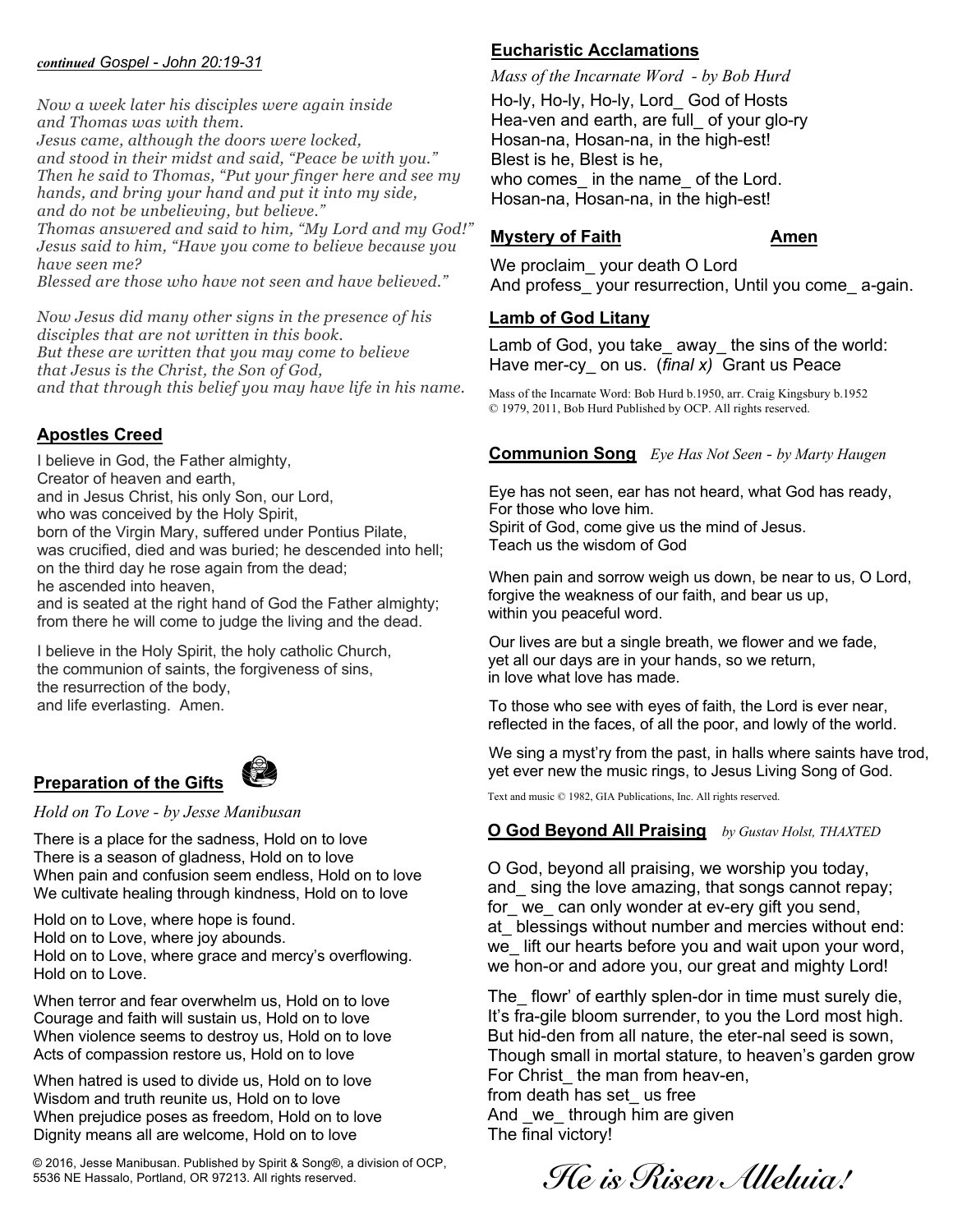***continued*** *Gospel - John 20:19-31*

*Now a week later his disciples were again inside*
*and Thomas was with them.*
*Jesus came, although the doors were locked,*
*and stood in their midst and said, "Peace be with you."*
*Then he said to Thomas, "Put your finger here and see my hands, and bring your hand and put it into my side,*
*and do not be unbelieving, but believe."*
*Thomas answered and said to him, "My Lord and my God!"*
*Jesus said to him, "Have you come to believe because you have seen me?*
*Blessed are those who have not seen and have believed."*

*Now Jesus did many other signs in the presence of his disciples that are not written in this book.*
*But these are written that you may come to believe*
*that Jesus is the Christ, the Son of God,*
*and that through this belief you may have life in his name.*

## Apostles Creed

I believe in God, the Father almighty,
Creator of heaven and earth,
and in Jesus Christ, his only Son, our Lord,
who was conceived by the Holy Spirit,
born of the Virgin Mary, suffered under Pontius Pilate,
was crucified, died and was buried; he descended into hell;
on the third day he rose again from the dead;
he ascended into heaven,
and is seated at the right hand of God the Father almighty;
from there he will come to judge the living and the dead.

I believe in the Holy Spirit, the holy catholic Church,
the communion of saints, the forgiveness of sins,
the resurrection of the body,
and life everlasting. Amen.

## Preparation of the Gifts

*Hold on To Love - by Jesse Manibusan*

There is a place for the sadness, Hold on to love
There is a season of gladness, Hold on to love
When pain and confusion seem endless, Hold on to love
We cultivate healing through kindness, Hold on to love

Hold on to Love, where hope is found.
Hold on to Love, where joy abounds.
Hold on to Love, where grace and mercy's overflowing.
Hold on to Love.

When terror and fear overwhelm us, Hold on to love
Courage and faith will sustain us, Hold on to love
When violence seems to destroy us, Hold on to love
Acts of compassion restore us, Hold on to love

When hatred is used to divide us, Hold on to love
Wisdom and truth reunite us, Hold on to love
When prejudice poses as freedom, Hold on to love
Dignity means all are welcome, Hold on to love

© 2016, Jesse Manibusan. Published by Spirit & Song®, a division of OCP, 5536 NE Hassalo, Portland, OR 97213. All rights reserved.

## Eucharistic Acclamations

*Mass of the Incarnate Word - by Bob Hurd*

Ho-ly, Ho-ly, Ho-ly, Lord_ God of Hosts
Hea-ven and earth, are full_ of your glo-ry
Hosan-na, Hosan-na, in the high-est!
Blest is he, Blest is he,
who comes_ in the name_ of the Lord.
Hosan-na, Hosan-na, in the high-est!

## Mystery of Faith

We proclaim_ your death O Lord
And profess_ your resurrection, Until you come_ a-gain.

## Amen

## Lamb of God Litany

Lamb of God, you take_ away_ the sins of the world:
Have mer-cy_ on us. (*final x*) Grant us Peace

Mass of the Incarnate Word: Bob Hurd b.1950, arr. Craig Kingsbury b.1952
© 1979, 2011, Bob Hurd Published by OCP. All rights reserved.

## Communion Song *Eye Has Not Seen - by Marty Haugen*

Eye has not seen, ear has not heard, what God has ready,
For those who love him.
Spirit of God, come give us the mind of Jesus.
Teach us the wisdom of God

When pain and sorrow weigh us down, be near to us, O Lord,
forgive the weakness of our faith, and bear us up,
within you peaceful word.

Our lives are but a single breath, we flower and we fade,
yet all our days are in your hands, so we return,
in love what love has made.

To those who see with eyes of faith, the Lord is ever near,
reflected in the faces, of all the poor, and lowly of the world.

We sing a myst'ry from the past, in halls where saints have trod,
yet ever new the music rings, to Jesus Living Song of God.

Text and music © 1982, GIA Publications, Inc. All rights reserved.

## O God Beyond All Praising *by Gustav Holst, THAXTED*

O God, beyond all praising, we worship you today,
and_ sing the love amazing, that songs cannot repay;
for_ we_ can only wonder at ev-ery gift you send,
at_ blessings without number and mercies without end:
we_ lift our hearts before you and wait upon your word,
we hon-or and adore you, our great and mighty Lord!

The_ flowr' of earthly splen-dor in time must surely die,
It's fra-gile bloom surrender, to you the Lord most high.
But hid-den from all nature, the eter-nal seed is sown,
Though small in mortal stature, to heaven's garden grow
For Christ_ the man from heav-en,
from death has set_ us free
And _we_ through him are given
The final victory!

*He is Risen Alleluia!*